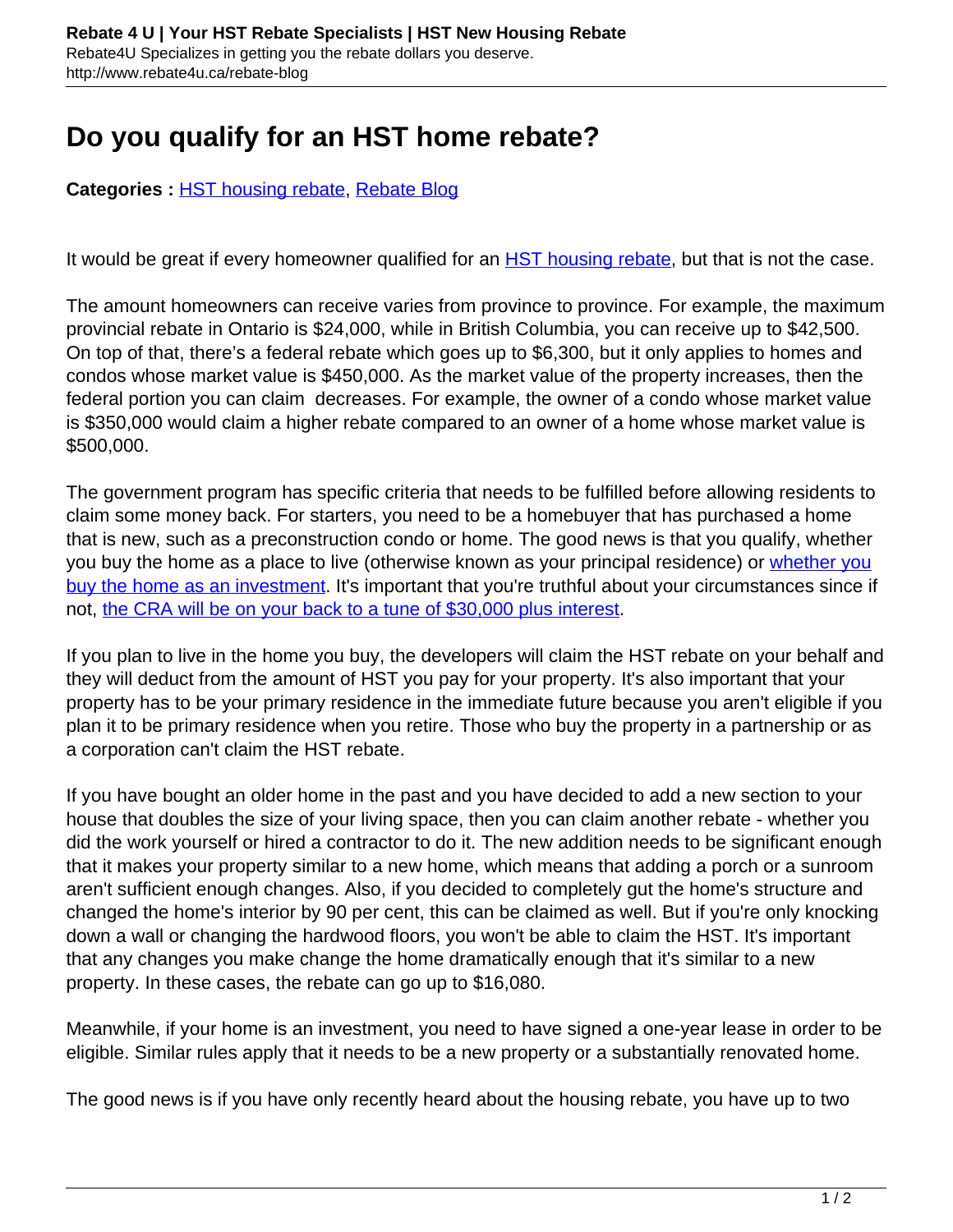# Do you qualify for an HST home rebate?

**Categories :** HST housing rebate, Rebate Blog

It would be great if every homeowner qualified for an HST housing rebate, but that is not the case.

The amount homeowners can receive varies from province to province. For example, the maximum provincial rebate in Ontario is $24,000, while in British Columbia, you can receive up to $42,500. On top of that, there's a federal rebate which goes up to $6,300, but it only applies to homes and condos whose market value is $450,000. As the market value of the property increases, then the federal portion you can claim decreases. For example, the owner of a condo whose market value is $350,000 would claim a higher rebate compared to an owner of a home whose market value is $500,000.

The government program has specific criteria that needs to be fulfilled before allowing residents to claim some money back. For starters, you need to be a homebuyer that has purchased a home that is new, such as a preconstruction condo or home. The good news is that you qualify, whether you buy the home as a place to live (otherwise known as your principal residence) or whether you buy the home as an investment. It's important that you're truthful about your circumstances since if not, the CRA will be on your back to a tune of $30,000 plus interest.

If you plan to live in the home you buy, the developers will claim the HST rebate on your behalf and they will deduct from the amount of HST you pay for your property. It's also important that your property has to be your primary residence in the immediate future because you aren't eligible if you plan it to be primary residence when you retire. Those who buy the property in a partnership or as a corporation can't claim the HST rebate.

If you have bought an older home in the past and you have decided to add a new section to your house that doubles the size of your living space, then you can claim another rebate - whether you did the work yourself or hired a contractor to do it. The new addition needs to be significant enough that it makes your property similar to a new home, which means that adding a porch or a sunroom aren't sufficient enough changes. Also, if you decided to completely gut the home's structure and changed the home's interior by 90 per cent, this can be claimed as well. But if you're only knocking down a wall or changing the hardwood floors, you won't be able to claim the HST. It's important that any changes you make change the home dramatically enough that it's similar to a new property. In these cases, the rebate can go up to $16,080.

Meanwhile, if your home is an investment, you need to have signed a one-year lease in order to be eligible. Similar rules apply that it needs to be a new property or a substantially renovated home.

The good news is if you have only recently heard about the housing rebate, you have up to two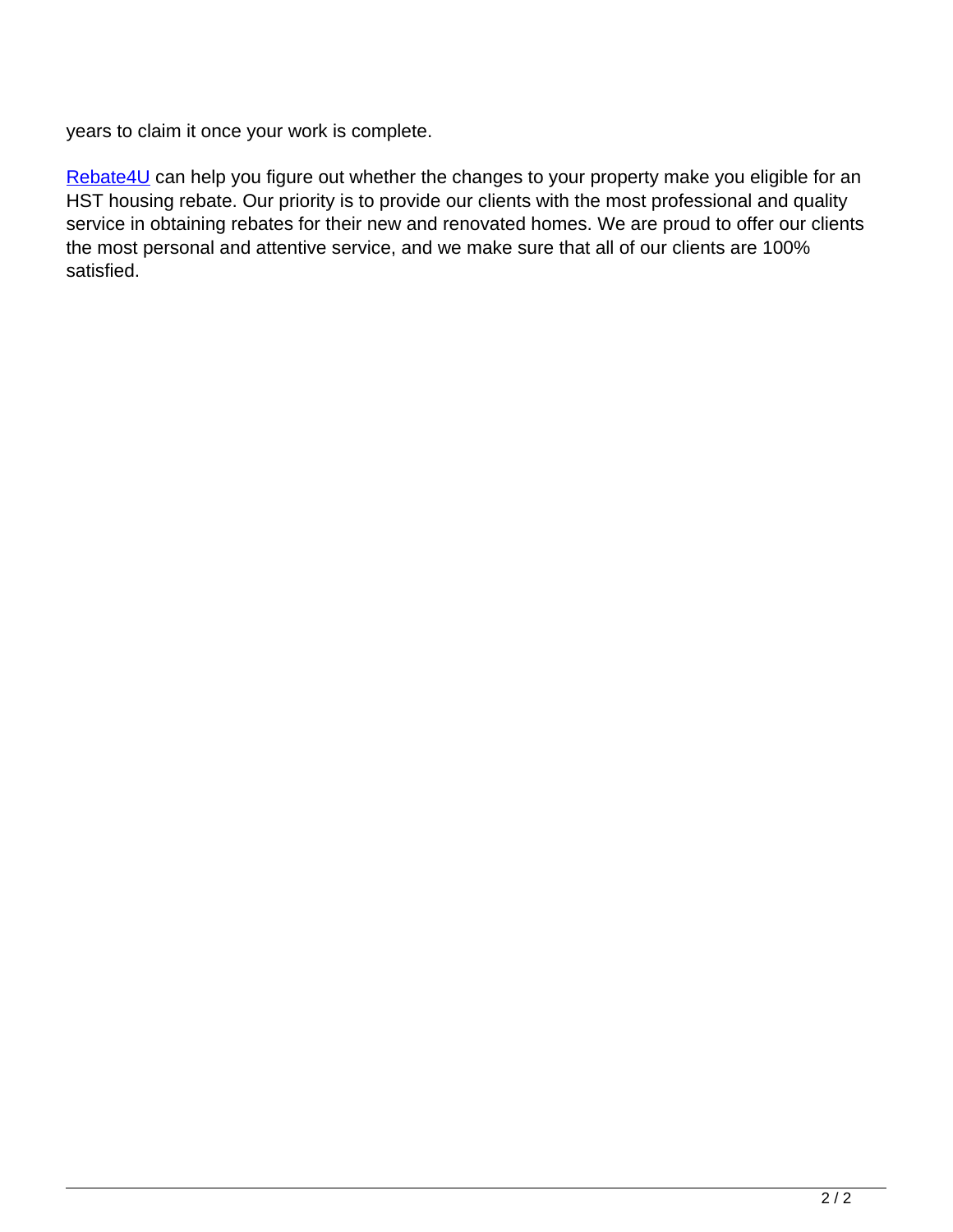years to claim it once your work is complete.

Rebate4U can help you figure out whether the changes to your property make you eligible for an HST housing rebate. Our priority is to provide our clients with the most professional and quality service in obtaining rebates for their new and renovated homes. We are proud to offer our clients the most personal and attentive service, and we make sure that all of our clients are 100% satisfied.